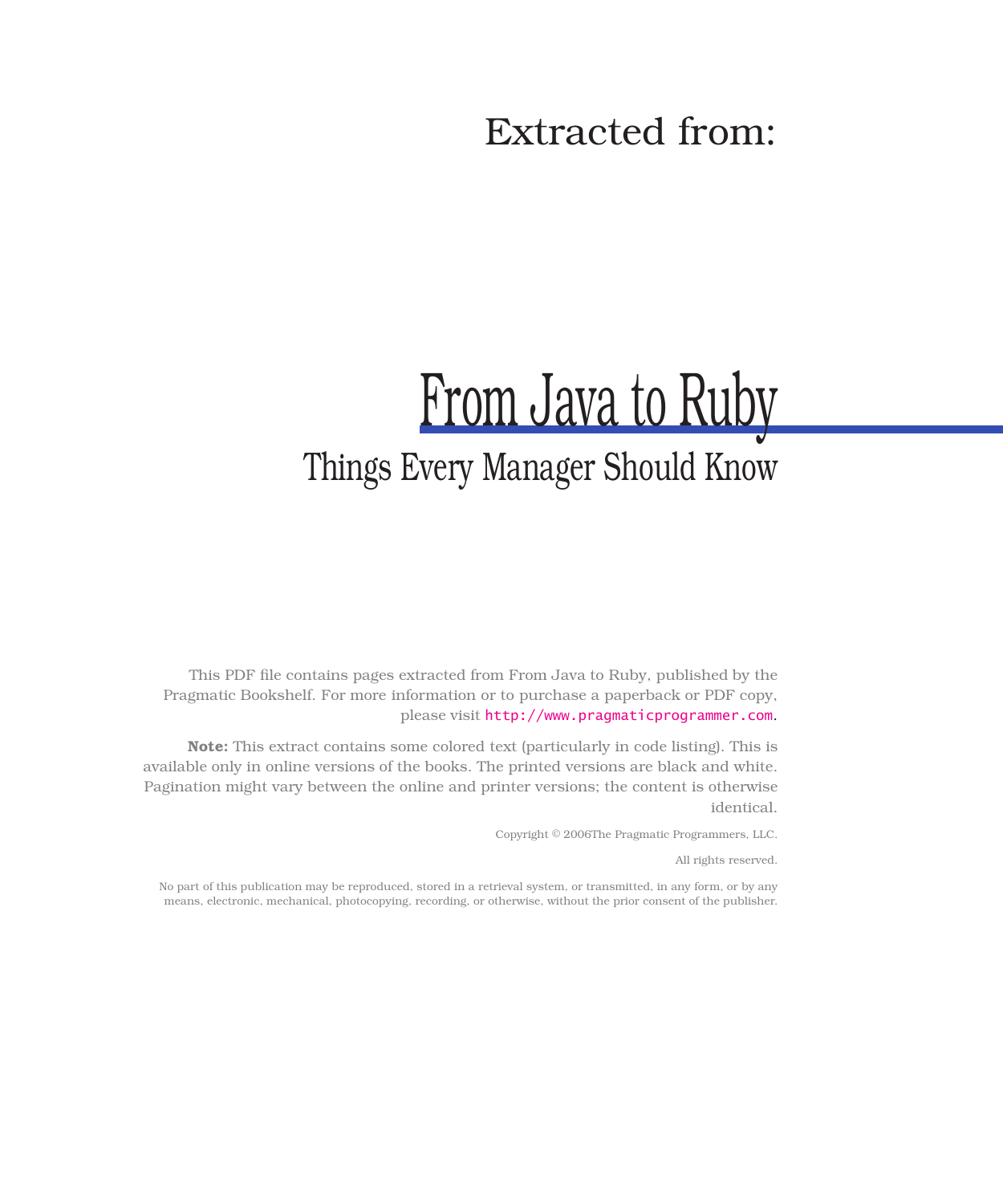Extracted from:

# From Java to Ruby

## Things Every Manager Should Know

This PDF file contains pages extracted from From Java to Ruby, published by the Pragmatic Bookshelf. For more information or to purchase a paperback or PDF copy, please visit http://www.pragmaticprogrammer.com.

**Note:** This extract contains some colored text (particularly in code listing). This is available only in online versions of the books. The printed versions are black and white. Pagination might vary between the online and printer versions; the content is otherwise identical.

Copyright © 2006The Pragmatic Programmers, LLC.

All rights reserved.

No part of this publication may be reproduced, stored in a retrieval system, or transmitted, in any form, or by any means, electronic, mechanical, photocopying, recording, or otherwise, without the prior consent of the publisher.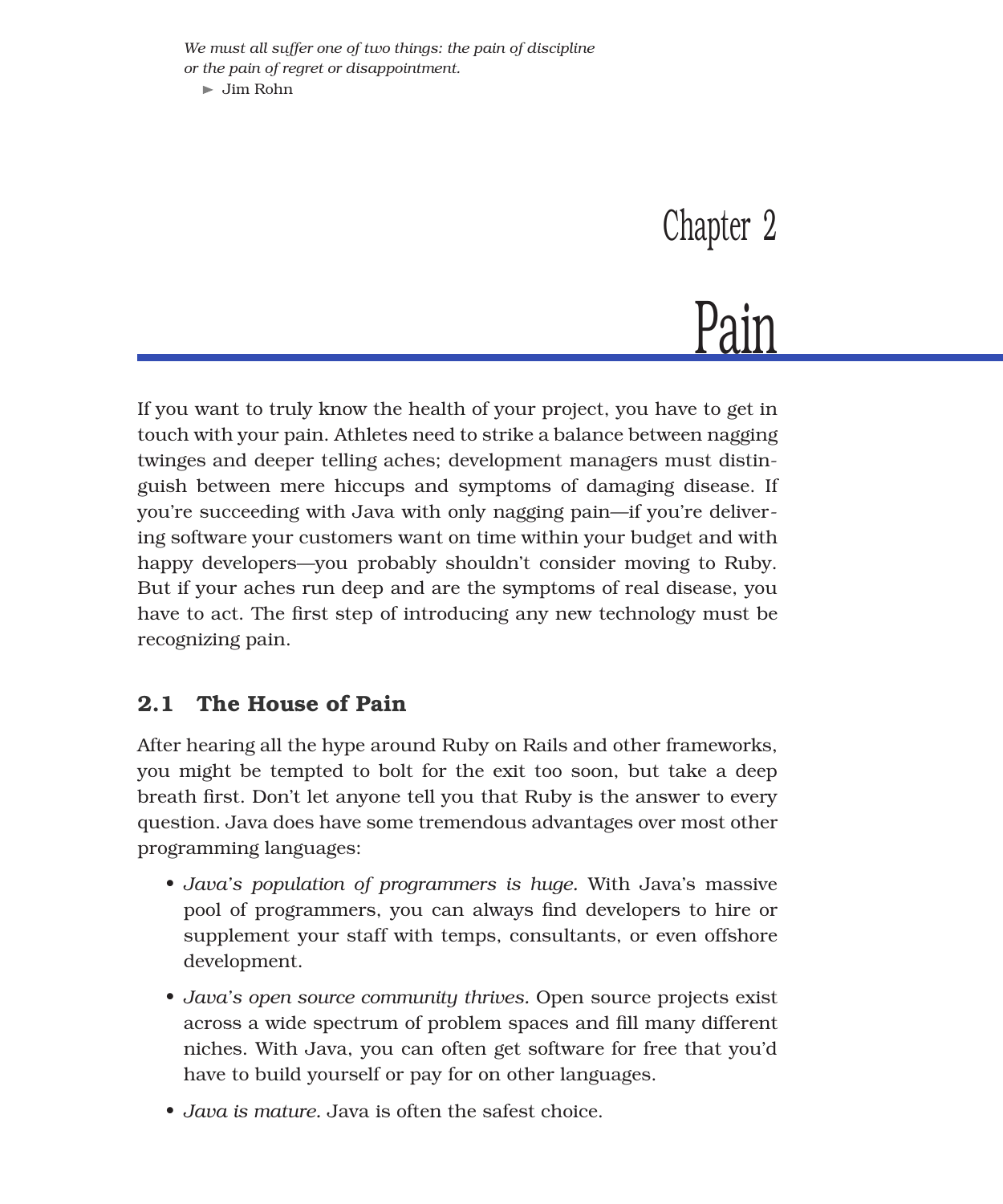*We must all suffer one of two things: the pain of discipline or the pain of regret or disappointment.*

► Jim Rohn

# Chapter 2

# Pain

If you want to truly know the health of your project, you have to get in touch with your pain. Athletes need to strike a balance between nagging twinges and deeper telling aches; development managers must distinguish between mere hiccups and symptoms of damaging disease. If you're succeeding with Java with only nagging pain—if you're delivering software your customers want on time within your budget and with happy developers—you probably shouldn't consider moving to Ruby. But if your aches run deep and are the symptoms of real disease, you have to act. The first step of introducing any new technology must be recognizing pain.

## 2.1 The House of Pain

After hearing all the hype around Ruby on Rails and other frameworks, you might be tempted to bolt for the exit too soon, but take a deep breath first. Don't let anyone tell you that Ruby is the answer to every question. Java does have some tremendous advantages over most other programming languages:

- *Java's population of programmers is huge.* With Java's massive pool of programmers, you can always find developers to hire or supplement your staff with temps, consultants, or even offshore development.
- *Java's open source community thrives.* Open source projects exist across a wide spectrum of problem spaces and fill many different niches. With Java, you can often get software for free that you'd have to build yourself or pay for on other languages.
- *Java is mature.* Java is often the safest choice.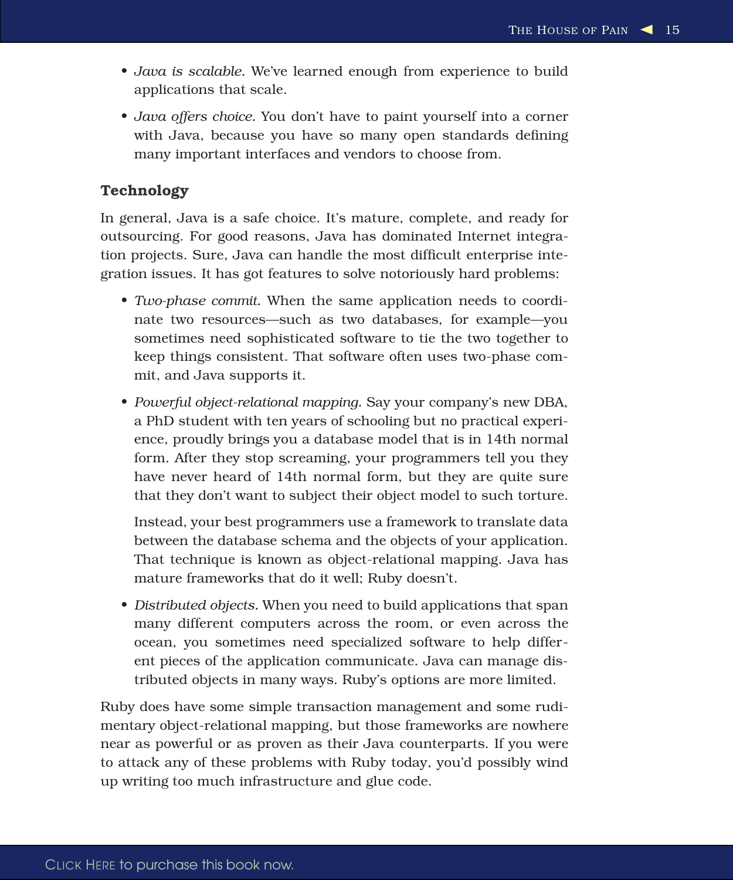- *Java is scalable.* We've learned enough from experience to build applications that scale.
- *Java offers choice.* You don't have to paint yourself into a corner with Java, because you have so many open standards defining many important interfaces and vendors to choose from.

### Technology

In general, Java is a safe choice. It's mature, complete, and ready for outsourcing. For good reasons, Java has dominated Internet integration projects. Sure, Java can handle the most difficult enterprise integration issues. It has got features to solve notoriously hard problems:

- *Two-phase commit.* When the same application needs to coordinate two resources—such as two databases, for example—you sometimes need sophisticated software to tie the two together to keep things consistent. That software often uses two-phase commit, and Java supports it.
- *Powerful object-relational mapping.* Say your company's new DBA, a PhD student with ten years of schooling but no practical experience, proudly brings you a database model that is in 14th normal form. After they stop screaming, your programmers tell you they have never heard of 14th normal form, but they are quite sure that they don't want to subject their object model to such torture.

  Instead, your best programmers use a framework to translate data between the database schema and the objects of your application. That technique is known as object-relational mapping. Java has mature frameworks that do it well; Ruby doesn't.
- *Distributed objects.* When you need to build applications that span many different computers across the room, or even across the ocean, you sometimes need specialized software to help different pieces of the application communicate. Java can manage distributed objects in many ways. Ruby's options are more limited.

Ruby does have some simple transaction management and some rudimentary object-relational mapping, but those frameworks are nowhere near as powerful or as proven as their Java counterparts. If you were to attack any of these problems with Ruby today, you'd possibly wind up writing too much infrastructure and glue code.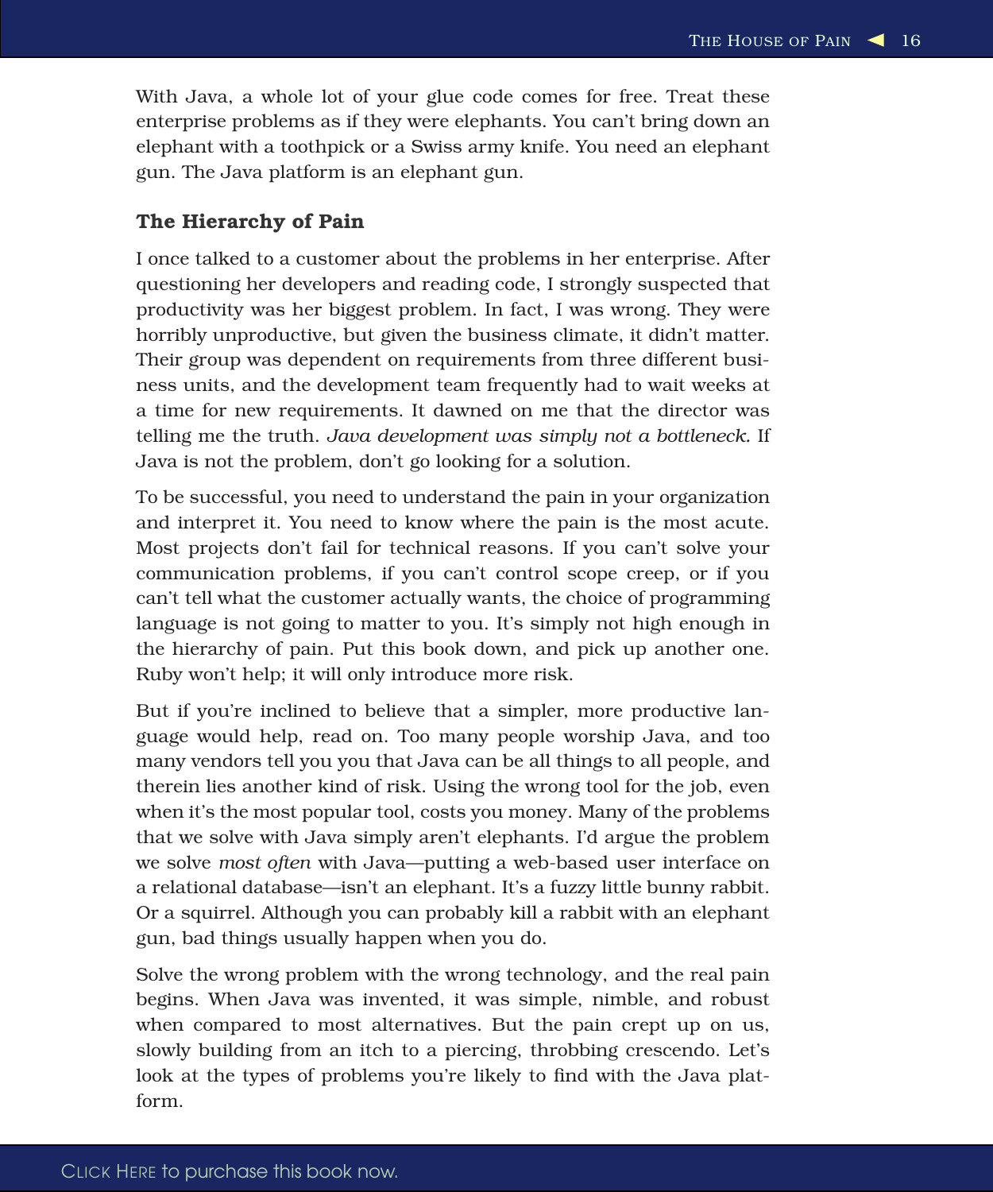With Java, a whole lot of your glue code comes for free. Treat these enterprise problems as if they were elephants. You can't bring down an elephant with a toothpick or a Swiss army knife. You need an elephant gun. The Java platform is an elephant gun.

### The Hierarchy of Pain

I once talked to a customer about the problems in her enterprise. After questioning her developers and reading code, I strongly suspected that productivity was her biggest problem. In fact, I was wrong. They were horribly unproductive, but given the business climate, it didn't matter. Their group was dependent on requirements from three different business units, and the development team frequently had to wait weeks at a time for new requirements. It dawned on me that the director was telling me the truth. *Java development was simply not a bottleneck.* If Java is not the problem, don't go looking for a solution.

To be successful, you need to understand the pain in your organization and interpret it. You need to know where the pain is the most acute. Most projects don't fail for technical reasons. If you can't solve your communication problems, if you can't control scope creep, or if you can't tell what the customer actually wants, the choice of programming language is not going to matter to you. It's simply not high enough in the hierarchy of pain. Put this book down, and pick up another one. Ruby won't help; it will only introduce more risk.

But if you're inclined to believe that a simpler, more productive language would help, read on. Too many people worship Java, and too many vendors tell you you that Java can be all things to all people, and therein lies another kind of risk. Using the wrong tool for the job, even when it's the most popular tool, costs you money. Many of the problems that we solve with Java simply aren't elephants. I'd argue the problem we solve *most often* with Java—putting a web-based user interface on a relational database—isn't an elephant. It's a fuzzy little bunny rabbit. Or a squirrel. Although you can probably kill a rabbit with an elephant gun, bad things usually happen when you do.

Solve the wrong problem with the wrong technology, and the real pain begins. When Java was invented, it was simple, nimble, and robust when compared to most alternatives. But the pain crept up on us, slowly building from an itch to a piercing, throbbing crescendo. Let's look at the types of problems you're likely to find with the Java platform.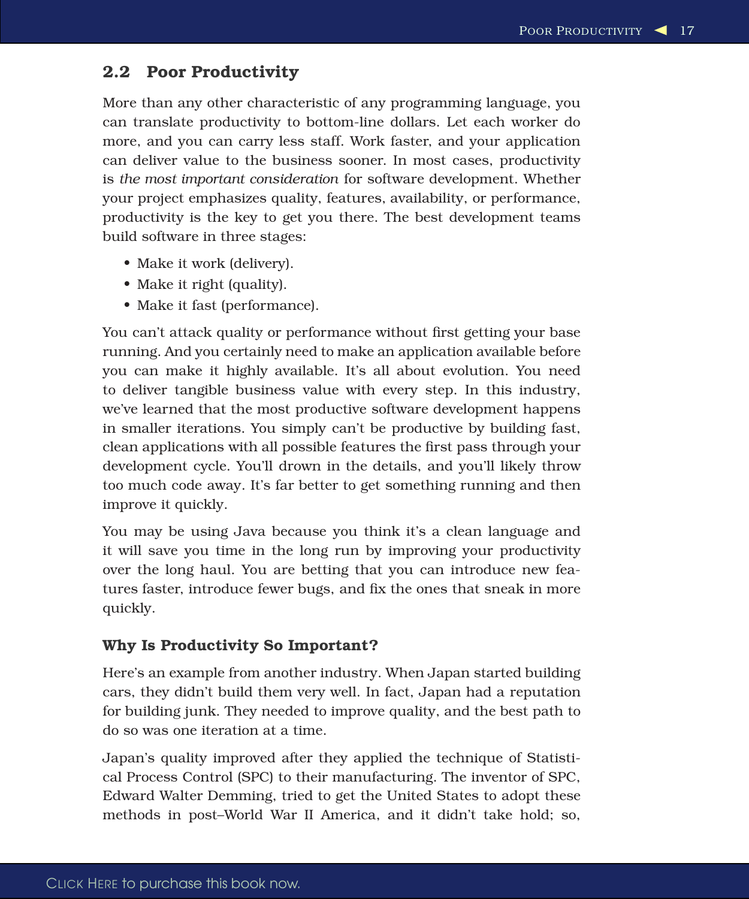## 2.2 Poor Productivity

More than any other characteristic of any programming language, you can translate productivity to bottom-line dollars. Let each worker do more, and you can carry less staff. Work faster, and your application can deliver value to the business sooner. In most cases, productivity is *the most important consideration* for software development. Whether your project emphasizes quality, features, availability, or performance, productivity is the key to get you there. The best development teams build software in three stages:

- Make it work (delivery).
- Make it right (quality).
- Make it fast (performance).

You can't attack quality or performance without first getting your base running. And you certainly need to make an application available before you can make it highly available. It's all about evolution. You need to deliver tangible business value with every step. In this industry, we've learned that the most productive software development happens in smaller iterations. You simply can't be productive by building fast, clean applications with all possible features the first pass through your development cycle. You'll drown in the details, and you'll likely throw too much code away. It's far better to get something running and then improve it quickly.

You may be using Java because you think it's a clean language and it will save you time in the long run by improving your productivity over the long haul. You are betting that you can introduce new features faster, introduce fewer bugs, and fix the ones that sneak in more quickly.

### Why Is Productivity So Important?

Here's an example from another industry. When Japan started building cars, they didn't build them very well. In fact, Japan had a reputation for building junk. They needed to improve quality, and the best path to do so was one iteration at a time.

Japan's quality improved after they applied the technique of Statistical Process Control (SPC) to their manufacturing. The inventor of SPC, Edward Walter Demming, tried to get the United States to adopt these methods in post–World War II America, and it didn't take hold; so,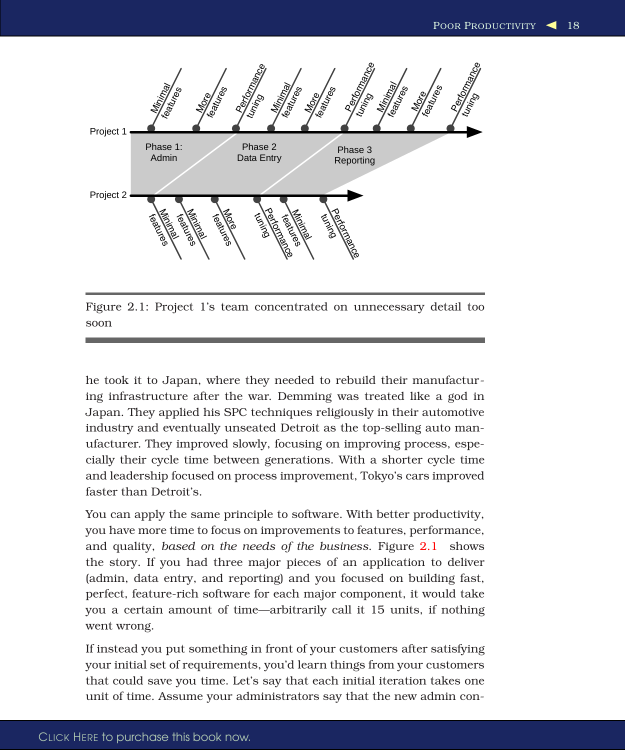Figure 2.1: Project 1's team concentrated on unnecessary detail too soon

he took it to Japan, where they needed to rebuild their manufacturing infrastructure after the war. Demming was treated like a god in Japan. They applied his SPC techniques religiously in their automotive industry and eventually unseated Detroit as the top-selling auto manufacturer. They improved slowly, focusing on improving process, especially their cycle time between generations. With a shorter cycle time and leadership focused on process improvement, Tokyo's cars improved faster than Detroit's.

You can apply the same principle to software. With better productivity, you have more time to focus on improvements to features, performance, and quality, *based on the needs of the business*. Figure 2.1 shows the story. If you had three major pieces of an application to deliver (admin, data entry, and reporting) and you focused on building fast, perfect, feature-rich software for each major component, it would take you a certain amount of time—arbitrarily call it 15 units, if nothing went wrong.

If instead you put something in front of your customers after satisfying your initial set of requirements, you'd learn things from your customers that could save you time. Let's say that each initial iteration takes one unit of time. Assume your administrators say that the new admin con-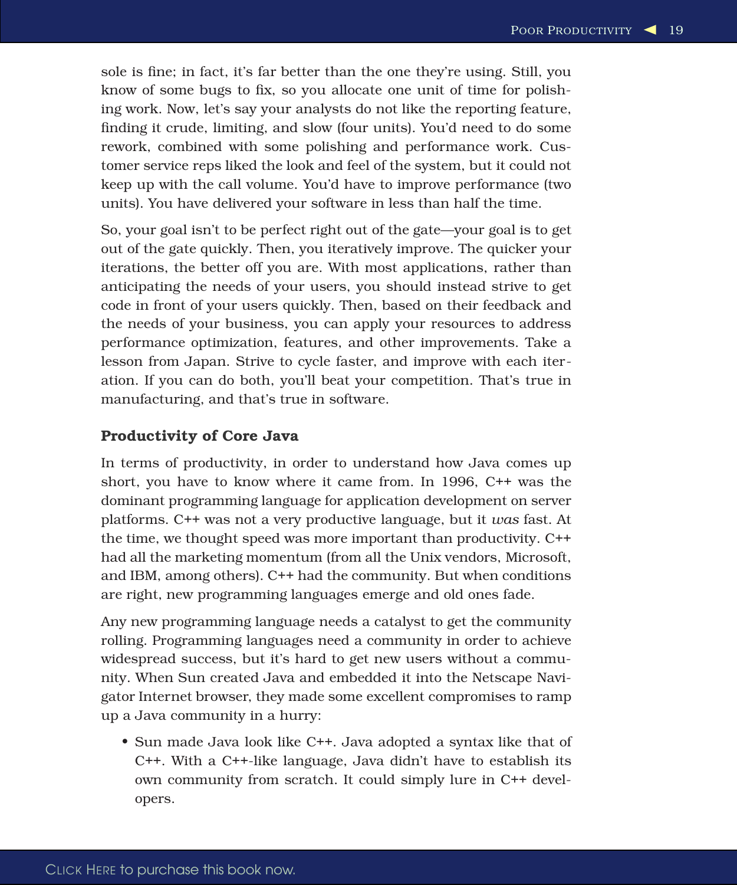sole is fine; in fact, it's far better than the one they're using. Still, you know of some bugs to fix, so you allocate one unit of time for polishing work. Now, let's say your analysts do not like the reporting feature, finding it crude, limiting, and slow (four units). You'd need to do some rework, combined with some polishing and performance work. Customer service reps liked the look and feel of the system, but it could not keep up with the call volume. You'd have to improve performance (two units). You have delivered your software in less than half the time.

So, your goal isn't to be perfect right out of the gate—your goal is to get out of the gate quickly. Then, you iteratively improve. The quicker your iterations, the better off you are. With most applications, rather than anticipating the needs of your users, you should instead strive to get code in front of your users quickly. Then, based on their feedback and the needs of your business, you can apply your resources to address performance optimization, features, and other improvements. Take a lesson from Japan. Strive to cycle faster, and improve with each iteration. If you can do both, you'll beat your competition. That's true in manufacturing, and that's true in software.

### Productivity of Core Java

In terms of productivity, in order to understand how Java comes up short, you have to know where it came from. In 1996, C++ was the dominant programming language for application development on server platforms. C++ was not a very productive language, but it *was* fast. At the time, we thought speed was more important than productivity. C++ had all the marketing momentum (from all the Unix vendors, Microsoft, and IBM, among others). C++ had the community. But when conditions are right, new programming languages emerge and old ones fade.

Any new programming language needs a catalyst to get the community rolling. Programming languages need a community in order to achieve widespread success, but it's hard to get new users without a community. When Sun created Java and embedded it into the Netscape Navigator Internet browser, they made some excellent compromises to ramp up a Java community in a hurry:

- Sun made Java look like C++. Java adopted a syntax like that of C++. With a C++-like language, Java didn't have to establish its own community from scratch. It could simply lure in C++ developers.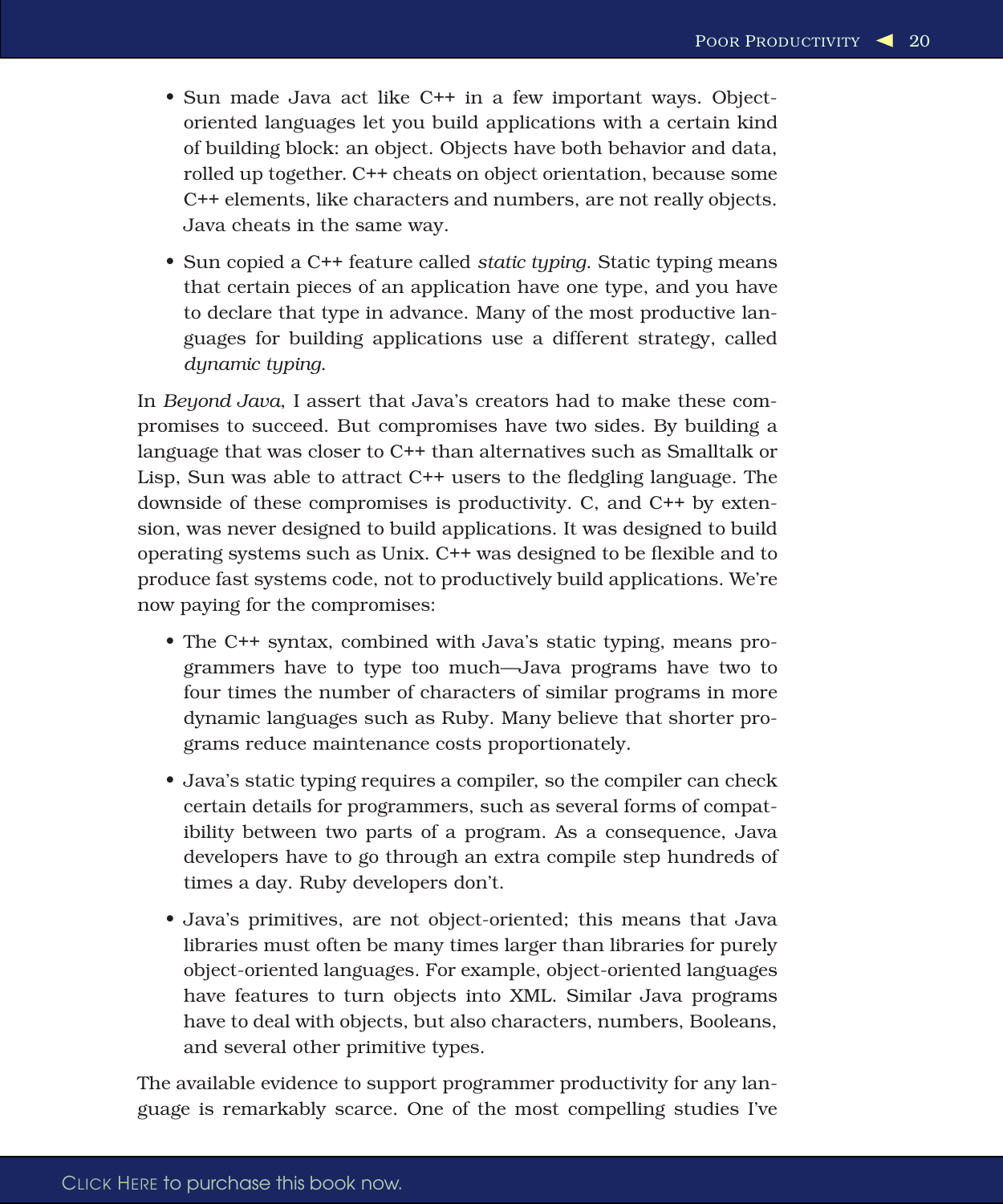- Sun made Java act like C++ in a few important ways. Object-oriented languages let you build applications with a certain kind of building block: an object. Objects have both behavior and data, rolled up together. C++ cheats on object orientation, because some C++ elements, like characters and numbers, are not really objects. Java cheats in the same way.
- Sun copied a C++ feature called *static typing*. Static typing means that certain pieces of an application have one type, and you have to declare that type in advance. Many of the most productive languages for building applications use a different strategy, called *dynamic typing*.

In *Beyond Java*, I assert that Java's creators had to make these compromises to succeed. But compromises have two sides. By building a language that was closer to C++ than alternatives such as Smalltalk or Lisp, Sun was able to attract C++ users to the fledgling language. The downside of these compromises is productivity. C, and C++ by extension, was never designed to build applications. It was designed to build operating systems such as Unix. C++ was designed to be flexible and to produce fast systems code, not to productively build applications. We're now paying for the compromises:

- The C++ syntax, combined with Java's static typing, means programmers have to type too much—Java programs have two to four times the number of characters of similar programs in more dynamic languages such as Ruby. Many believe that shorter programs reduce maintenance costs proportionately.
- Java's static typing requires a compiler, so the compiler can check certain details for programmers, such as several forms of compatibility between two parts of a program. As a consequence, Java developers have to go through an extra compile step hundreds of times a day. Ruby developers don't.
- Java's primitives, are not object-oriented; this means that Java libraries must often be many times larger than libraries for purely object-oriented languages. For example, object-oriented languages have features to turn objects into XML. Similar Java programs have to deal with objects, but also characters, numbers, Booleans, and several other primitive types.

The available evidence to support programmer productivity for any language is remarkably scarce. One of the most compelling studies I've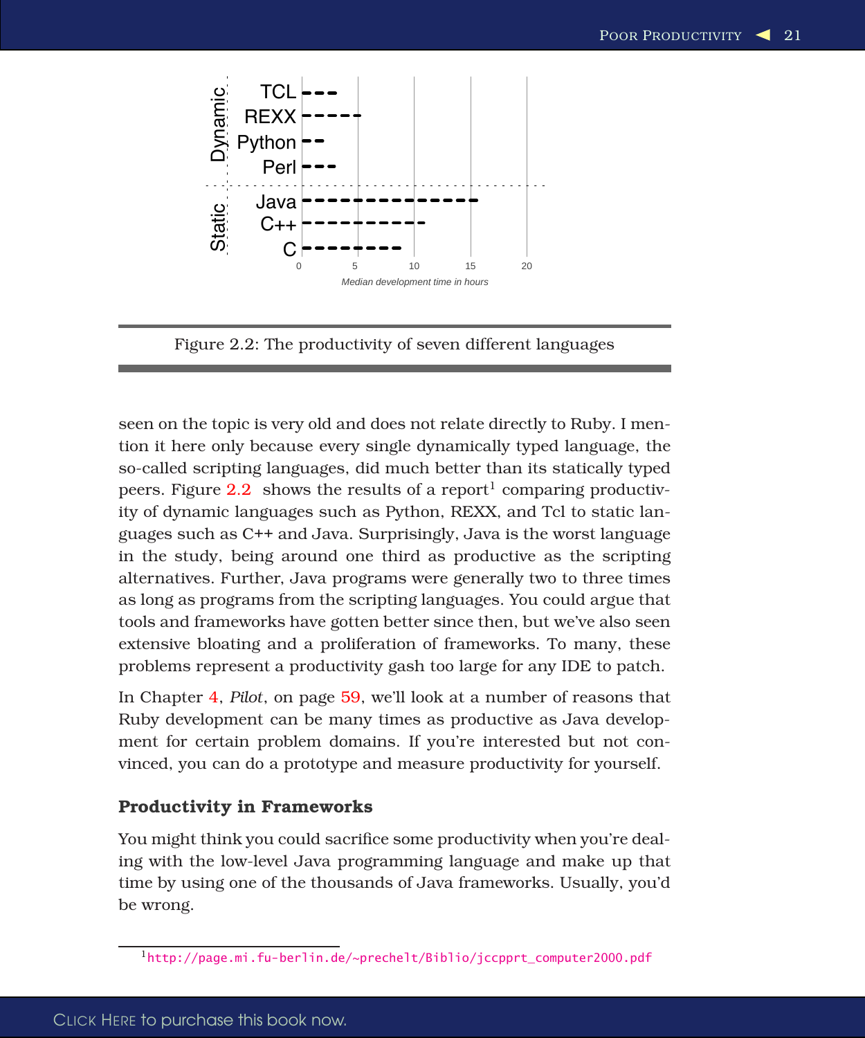Figure 2.2: The productivity of seven different languages

seen on the topic is very old and does not relate directly to Ruby. I mention it here only because every single dynamically typed language, the so-called scripting languages, did much better than its statically typed peers. Figure 2.2 shows the results of a report[1] comparing productivity of dynamic languages such as Python, REXX, and Tcl to static languages such as C++ and Java. Surprisingly, Java is the worst language in the study, being around one third as productive as the scripting alternatives. Further, Java programs were generally two to three times as long as programs from the scripting languages. You could argue that tools and frameworks have gotten better since then, but we've also seen extensive bloating and a proliferation of frameworks. To many, these problems represent a productivity gash too large for any IDE to patch.

In Chapter 4, *Pilot*, on page 59, we'll look at a number of reasons that Ruby development can be many times as productive as Java development for certain problem domains. If you're interested but not convinced, you can do a prototype and measure productivity for yourself.

### Productivity in Frameworks

You might think you could sacrifice some productivity when you're dealing with the low-level Java programming language and make up that time by using one of the thousands of Java frameworks. Usually, you'd be wrong.

[1] http://page.mi.fu-berlin.de/~prechelt/Biblio/jccpprt_computer2000.pdf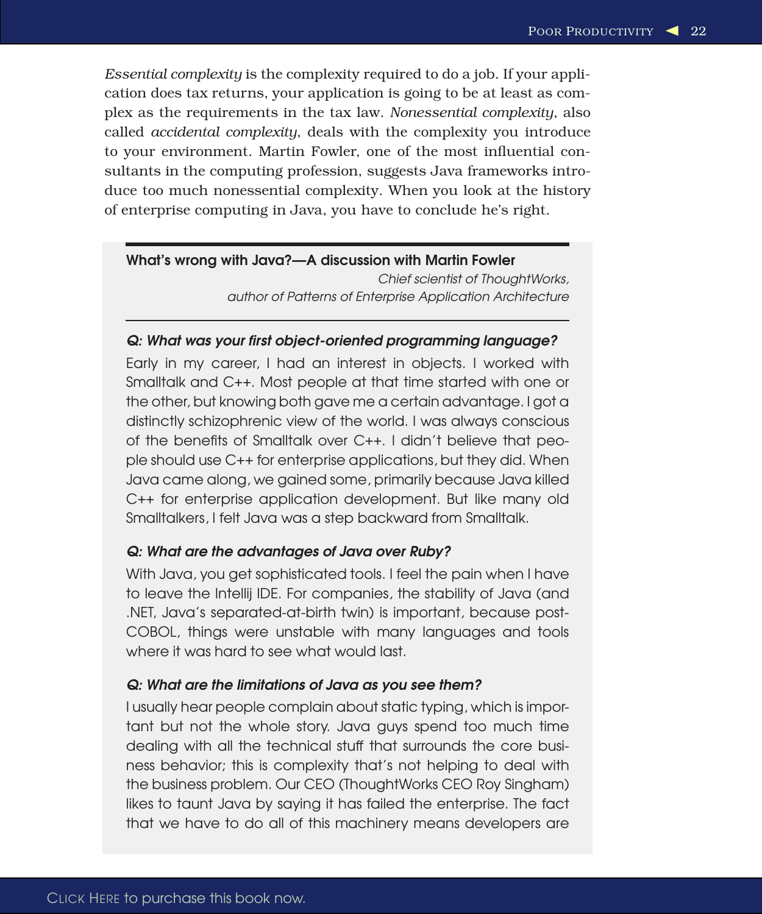*Essential complexity* is the complexity required to do a job. If your application does tax returns, your application is going to be at least as complex as the requirements in the tax law. *Nonessential complexity*, also called *accidental complexity*, deals with the complexity you introduce to your environment. Martin Fowler, one of the most influential consultants in the computing profession, suggests Java frameworks introduce too much nonessential complexity. When you look at the history of enterprise computing in Java, you have to conclude he's right.

---

**What's wrong with Java?—A discussion with Martin Fowler**

*Chief scientist of ThoughtWorks,*
*author of Patterns of Enterprise Application Architecture*

---

***Q: What was your first object-oriented programming language?***

Early in my career, I had an interest in objects. I worked with Smalltalk and C++. Most people at that time started with one or the other, but knowing both gave me a certain advantage. I got a distinctly schizophrenic view of the world. I was always conscious of the benefits of Smalltalk over C++. I didn't believe that people should use C++ for enterprise applications, but they did. When Java came along, we gained some, primarily because Java killed C++ for enterprise application development. But like many old Smalltalkers, I felt Java was a step backward from Smalltalk.

***Q: What are the advantages of Java over Ruby?***

With Java, you get sophisticated tools. I feel the pain when I have to leave the Intellij IDE. For companies, the stability of Java (and .NET, Java's separated-at-birth twin) is important, because post-COBOL, things were unstable with many languages and tools where it was hard to see what would last.

***Q: What are the limitations of Java as you see them?***

I usually hear people complain about static typing, which is important but not the whole story. Java guys spend too much time dealing with all the technical stuff that surrounds the core business behavior; this is complexity that's not helping to deal with the business problem. Our CEO (ThoughtWorks CEO Roy Singham) likes to taunt Java by saying it has failed the enterprise. The fact that we have to do all of this machinery means developers are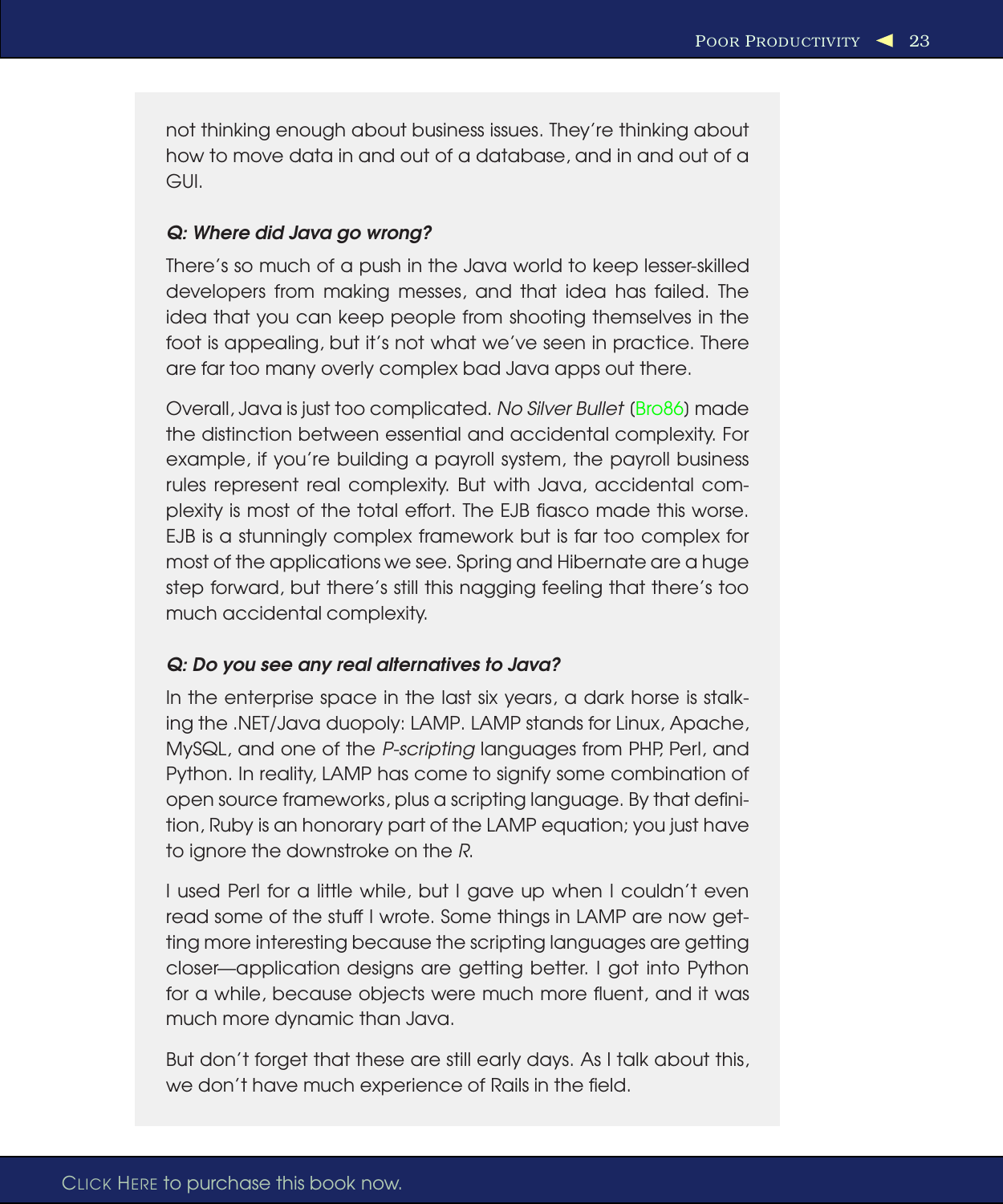not thinking enough about business issues. They're thinking about how to move data in and out of a database, and in and out of a GUI.

***Q: Where did Java go wrong?***

There's so much of a push in the Java world to keep lesser-skilled developers from making messes, and that idea has failed. The idea that you can keep people from shooting themselves in the foot is appealing, but it's not what we've seen in practice. There are far too many overly complex bad Java apps out there.

Overall, Java is just too complicated. *No Silver Bullet* (Bro86) made the distinction between essential and accidental complexity. For example, if you're building a payroll system, the payroll business rules represent real complexity. But with Java, accidental complexity is most of the total effort. The EJB fiasco made this worse. EJB is a stunningly complex framework but is far too complex for most of the applications we see. Spring and Hibernate are a huge step forward, but there's still this nagging feeling that there's too much accidental complexity.

***Q: Do you see any real alternatives to Java?***

In the enterprise space in the last six years, a dark horse is stalking the .NET/Java duopoly: LAMP. LAMP stands for Linux, Apache, MySQL, and one of the *P-scripting* languages from PHP, Perl, and Python. In reality, LAMP has come to signify some combination of open source frameworks, plus a scripting language. By that definition, Ruby is an honorary part of the LAMP equation; you just have to ignore the downstroke on the *R*.

I used Perl for a little while, but I gave up when I couldn't even read some of the stuff I wrote. Some things in LAMP are now getting more interesting because the scripting languages are getting closer—application designs are getting better. I got into Python for a while, because objects were much more fluent, and it was much more dynamic than Java.

But don't forget that these are still early days. As I talk about this, we don't have much experience of Rails in the field.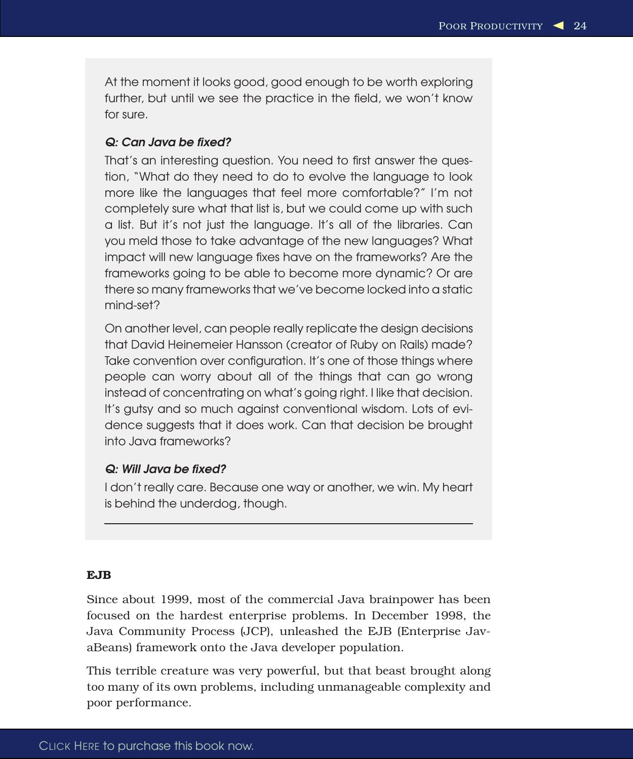At the moment it looks good, good enough to be worth exploring further, but until we see the practice in the field, we won't know for sure.

***Q: Can Java be fixed?***

That's an interesting question. You need to first answer the question, "What do they need to do to evolve the language to look more like the languages that feel more comfortable?" I'm not completely sure what that list is, but we could come up with such a list. But it's not just the language. It's all of the libraries. Can you meld those to take advantage of the new languages? What impact will new language fixes have on the frameworks? Are the frameworks going to be able to become more dynamic? Or are there so many frameworks that we've become locked into a static mind-set?

On another level, can people really replicate the design decisions that David Heinemeier Hansson (creator of Ruby on Rails) made? Take convention over configuration. It's one of those things where people can worry about all of the things that can go wrong instead of concentrating on what's going right. I like that decision. It's gutsy and so much against conventional wisdom. Lots of evidence suggests that it does work. Can that decision be brought into Java frameworks?

***Q: Will Java be fixed?***

I don't really care. Because one way or another, we win. My heart is behind the underdog, though.

---

### EJB

Since about 1999, most of the commercial Java brainpower has been focused on the hardest enterprise problems. In December 1998, the Java Community Process (JCP), unleashed the EJB (Enterprise JavaBeans) framework onto the Java developer population.

This terrible creature was very powerful, but that beast brought along too many of its own problems, including unmanageable complexity and poor performance.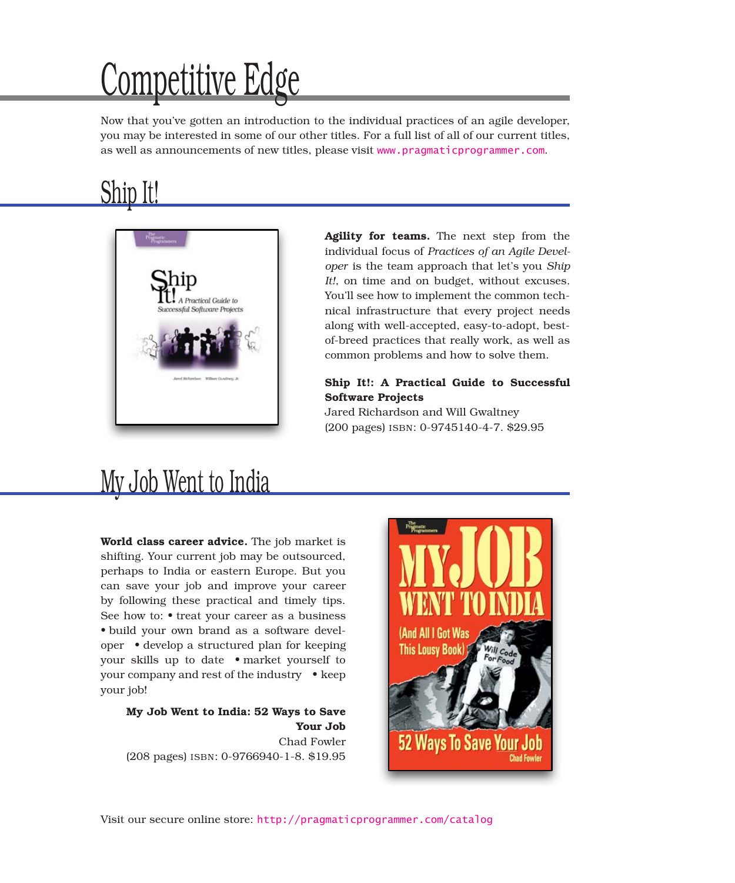# Competitive Edge

Now that you've gotten an introduction to the individual practices of an agile developer, you may be interested in some of our other titles. For a full list of all of our current titles, as well as announcements of new titles, please visit www.pragmaticprogrammer.com.

## Ship It!

**Agility for teams.** The next step from the individual focus of *Practices of an Agile Developer* is the team approach that let's you *Ship It!*, on time and on budget, without excuses. You'll see how to implement the common technical infrastructure that every project needs along with well-accepted, easy-to-adopt, best-of-breed practices that really work, as well as common problems and how to solve them.

**Ship It!: A Practical Guide to Successful Software Projects**
Jared Richardson and Will Gwaltney
(200 pages) ISBN: 0-9745140-4-7. $29.95

## My Job Went to India

**World class career advice.** The job market is shifting. Your current job may be outsourced, perhaps to India or eastern Europe. But you can save your job and improve your career by following these practical and timely tips. See how to: • treat your career as a business • build your own brand as a software developer • develop a structured plan for keeping your skills up to date • market yourself to your company and rest of the industry • keep your job!

**My Job Went to India: 52 Ways to Save Your Job**
Chad Fowler
(208 pages) ISBN: 0-9766940-1-8. $19.95

Visit our secure online store: http://pragmaticprogrammer.com/catalog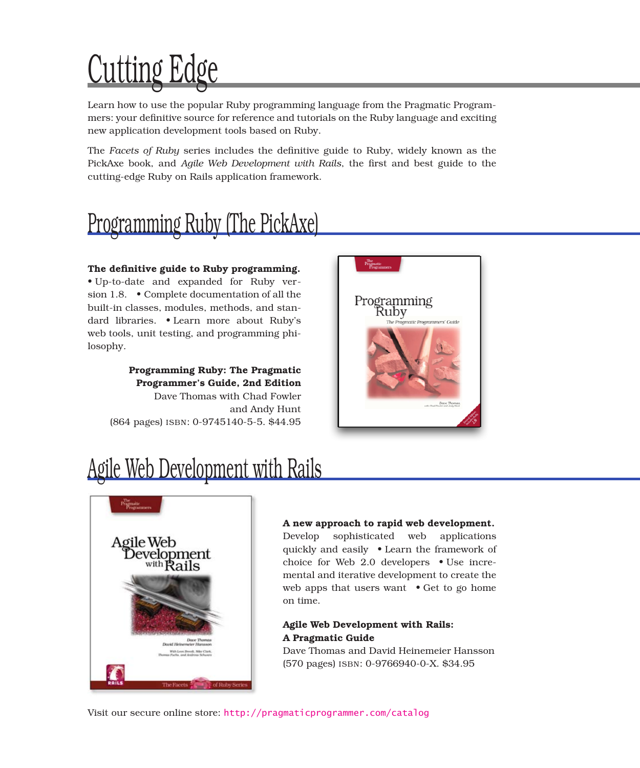# Cutting Edge

Learn how to use the popular Ruby programming language from the Pragmatic Programmers: your definitive source for reference and tutorials on the Ruby language and exciting new application development tools based on Ruby.

The *Facets of Ruby* series includes the definitive guide to Ruby, widely known as the PickAxe book, and *Agile Web Development with Rails*, the first and best guide to the cutting-edge Ruby on Rails application framework.

## Programming Ruby (The PickAxe)

**The definitive guide to Ruby programming.** • Up-to-date and expanded for Ruby version 1.8. • Complete documentation of all the built-in classes, modules, methods, and standard libraries. • Learn more about Ruby's web tools, unit testing, and programming philosophy.

**Programming Ruby: The Pragmatic Programmer's Guide, 2nd Edition**
Dave Thomas with Chad Fowler and Andy Hunt
(864 pages) ISBN: 0-9745140-5-5. $44.95

## Agile Web Development with Rails

**A new approach to rapid web development.** Develop sophisticated web applications quickly and easily • Learn the framework of choice for Web 2.0 developers • Use incremental and iterative development to create the web apps that users want • Get to go home on time.

**Agile Web Development with Rails: A Pragmatic Guide**
Dave Thomas and David Heinemeier Hansson
(570 pages) ISBN: 0-9766940-0-X. $34.95

Visit our secure online store: http://pragmaticprogrammer.com/catalog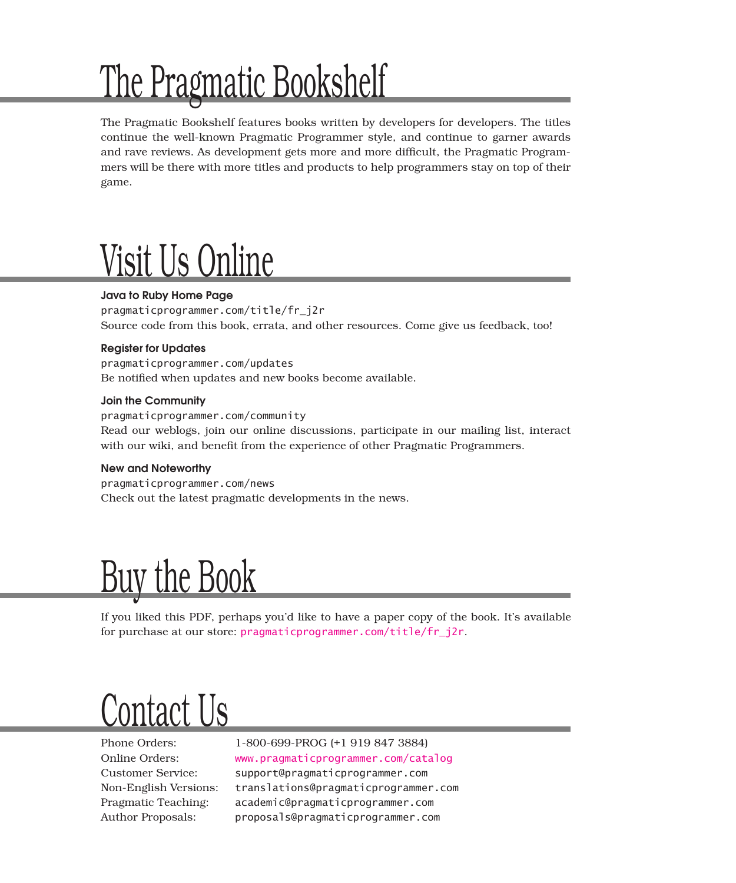# The Pragmatic Bookshelf

The Pragmatic Bookshelf features books written by developers for developers. The titles continue the well-known Pragmatic Programmer style, and continue to garner awards and rave reviews. As development gets more and more difficult, the Pragmatic Programmers will be there with more titles and products to help programmers stay on top of their game.

# Visit Us Online

**Java to Ruby Home Page**
pragmaticprogrammer.com/title/fr_j2r
Source code from this book, errata, and other resources. Come give us feedback, too!

**Register for Updates**
pragmaticprogrammer.com/updates
Be notified when updates and new books become available.

**Join the Community**
pragmaticprogrammer.com/community
Read our weblogs, join our online discussions, participate in our mailing list, interact with our wiki, and benefit from the experience of other Pragmatic Programmers.

**New and Noteworthy**
pragmaticprogrammer.com/news
Check out the latest pragmatic developments in the news.

# Buy the Book

If you liked this PDF, perhaps you'd like to have a paper copy of the book. It's available for purchase at our store: pragmaticprogrammer.com/title/fr_j2r.

# Contact Us

| | |
|---|---|
| Phone Orders: | 1-800-699-PROG (+1 919 847 3884) |
| Online Orders: | www.pragmaticprogrammer.com/catalog |
| Customer Service: | support@pragmaticprogrammer.com |
| Non-English Versions: | translations@pragmaticprogrammer.com |
| Pragmatic Teaching: | academic@pragmaticprogrammer.com |
| Author Proposals: | proposals@pragmaticprogrammer.com |